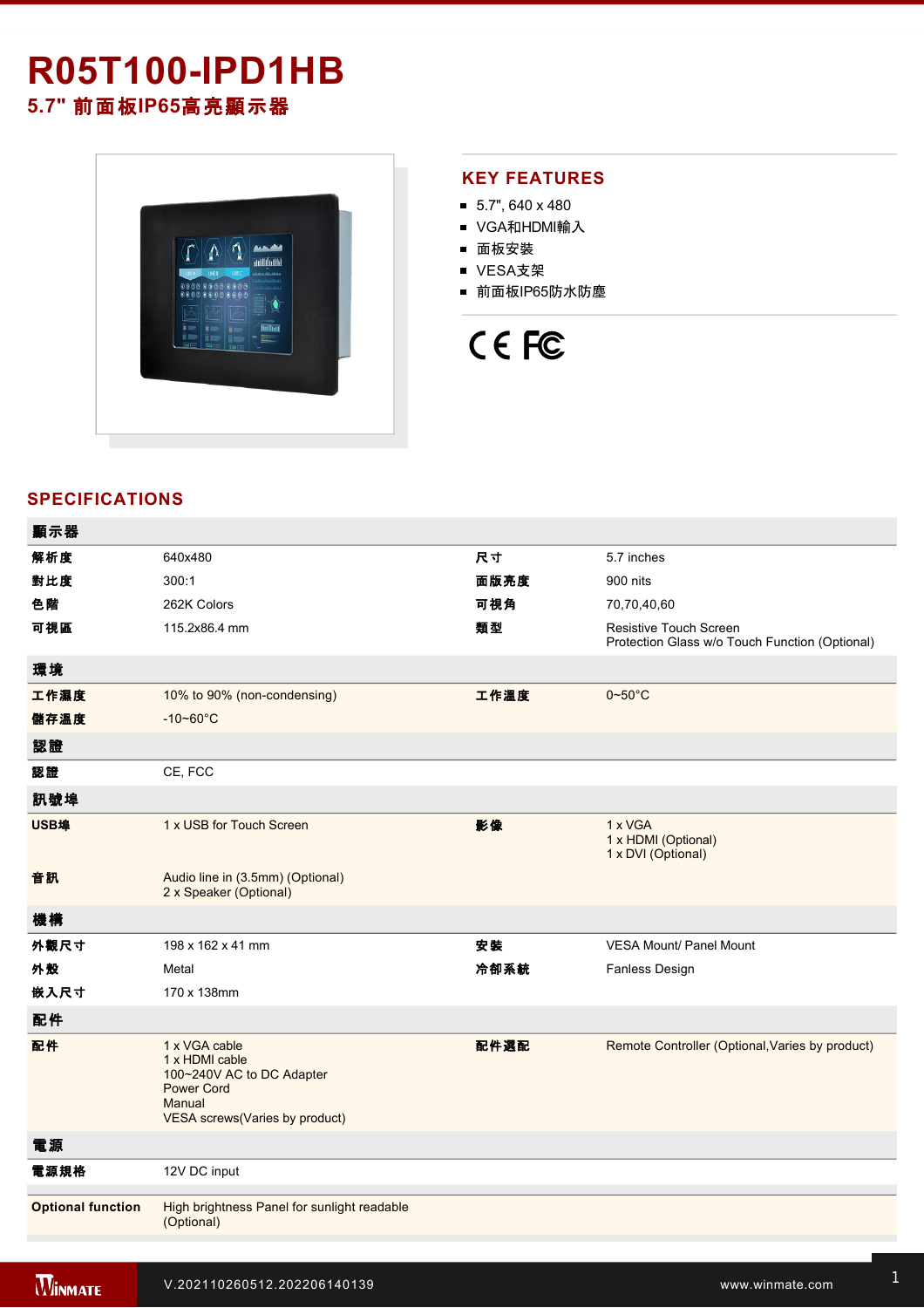# R05T100-IPD1HB

## 5.7" 前面板IP65高亮顯示器

## KEY FEATURES

- 5.7", 640 x 480
- VGA和HDMI輸入
- 面板安裝
- VESA支架
- 前面板IP65防水防塵

CE FC

## SPECIFICATIONS

| 顯示器 | | | |
|---|---|---|---|
| 解析度 | 640x480 | 尺寸 | 5.7 inches |
| 對比度 | 300:1 | 面版亮度 | 900 nits |
| 色階 | 262K Colors | 可視角 | 70,70,40,60 |
| 可視區 | 115.2x86.4 mm | 類型 | Resistive Touch Screen<br>Protection Glass w/o Touch Function (Optional) |
| **環境** | | | |
| 工作濕度 | 10% to 90% (non-condensing) | 工作溫度 | 0~50°C |
| 儲存溫度 | -10~60°C | | |
| **認證** | | | |
| 認證 | CE, FCC | | |
| **訊號埠** | | | |
| USB埠 | 1 x USB for Touch Screen | 影像 | 1 x VGA<br>1 x HDMI (Optional)<br>1 x DVI (Optional) |
| 音訊 | Audio line in (3.5mm) (Optional)<br>2 x Speaker (Optional) | | |
| **機構** | | | |
| 外觀尺寸 | 198 x 162 x 41 mm | 安裝 | VESA Mount/ Panel Mount |
| 外殼 | Metal | 冷卻系統 | Fanless Design |
| 嵌入尺寸 | 170 x 138mm | | |
| **配件** | | | |
| 配件 | 1 x VGA cable<br>1 x HDMI cable<br>100~240V AC to DC Adapter<br>Power Cord<br>Manual<br>VESA screws(Varies by product) | 配件選配 | Remote Controller (Optional,Varies by product) |
| **電源** | | | |
| 電源規格 | 12V DC input | | |
| **Optional function** | High brightness Panel for sunlight readable (Optional) | | |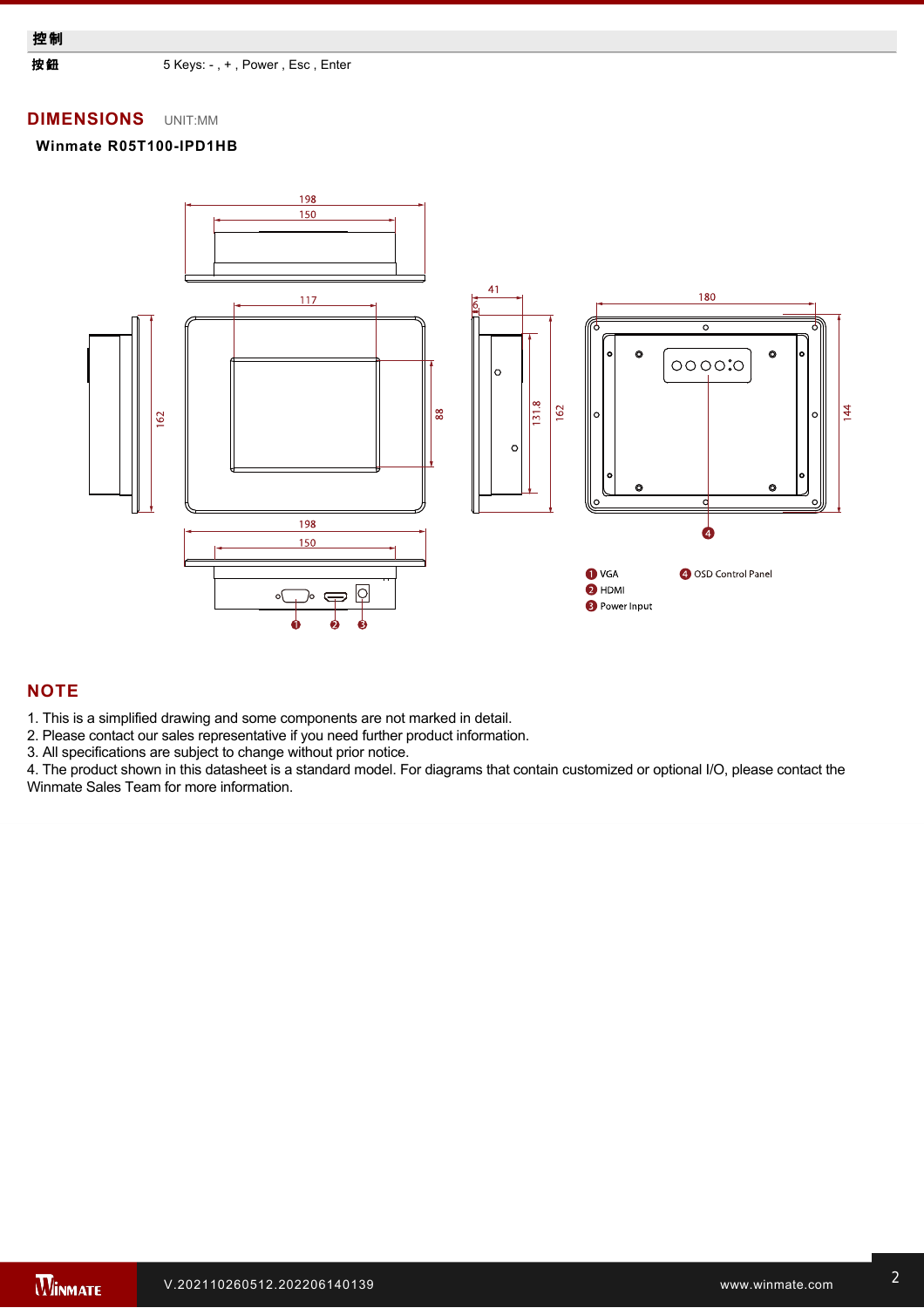| 控制 | |
|---|---|
| 按鈕 | 5 Keys: - , + , Power , Esc , Enter |

## DIMENSIONS UNIT:MM

**Winmate R05T100-IPD1HB**

198
150
117
41
180
162
88
6
131.8
162
144
198
150

1 VGA
2 HDMI
3 Power Input
4 OSD Control Panel

## NOTE

1. This is a simplified drawing and some components are not marked in detail.
2. Please contact our sales representative if you need further product information.
3. All specifications are subject to change without prior notice.
4. The product shown in this datasheet is a standard model. For diagrams that contain customized or optional I/O, please contact the Winmate Sales Team for more information.